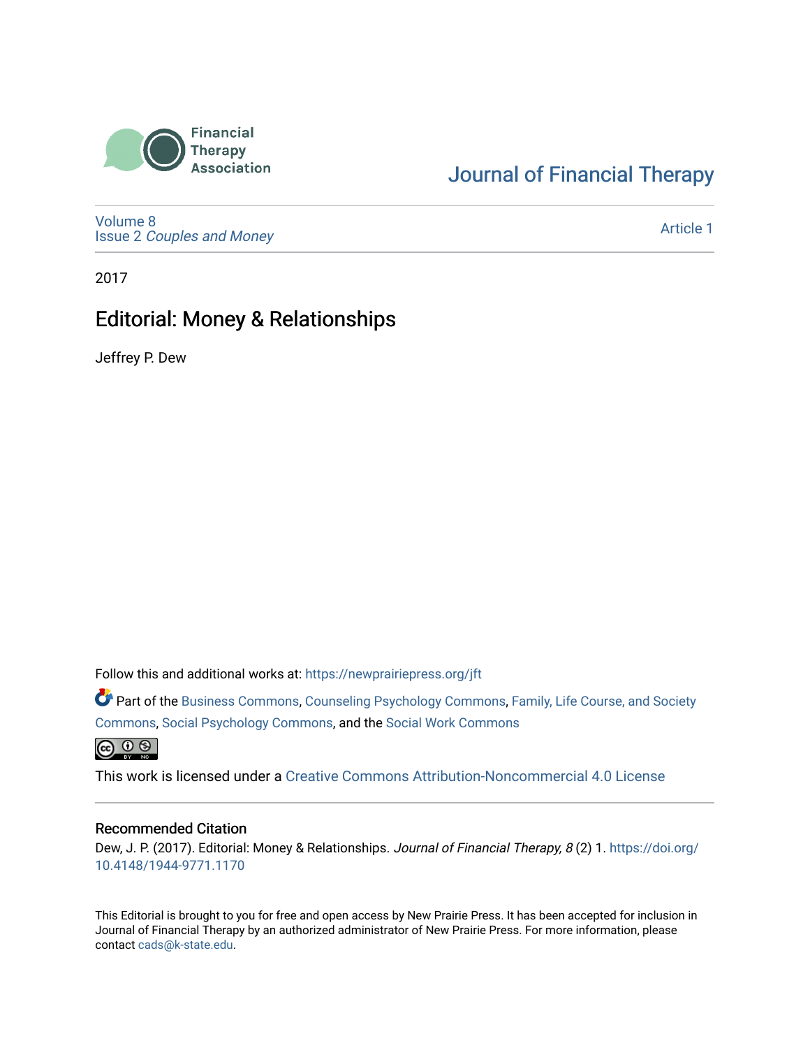Financial Therapy Association

Journal of Financial Therapy

Volume 8
Issue 2 *Couples and Money*

Article 1

2017

# Editorial: Money & Relationships

Jeffrey P. Dew

Follow this and additional works at: https://newprairiepress.org/jft

Part of the Business Commons, Counseling Psychology Commons, Family, Life Course, and Society Commons, Social Psychology Commons, and the Social Work Commons

This work is licensed under a Creative Commons Attribution-Noncommercial 4.0 License

## Recommended Citation

Dew, J. P. (2017). Editorial: Money & Relationships. *Journal of Financial Therapy, 8* (2) 1. https://doi.org/10.4148/1944-9771.1170

This Editorial is brought to you for free and open access by New Prairie Press. It has been accepted for inclusion in Journal of Financial Therapy by an authorized administrator of New Prairie Press. For more information, please contact cads@k-state.edu.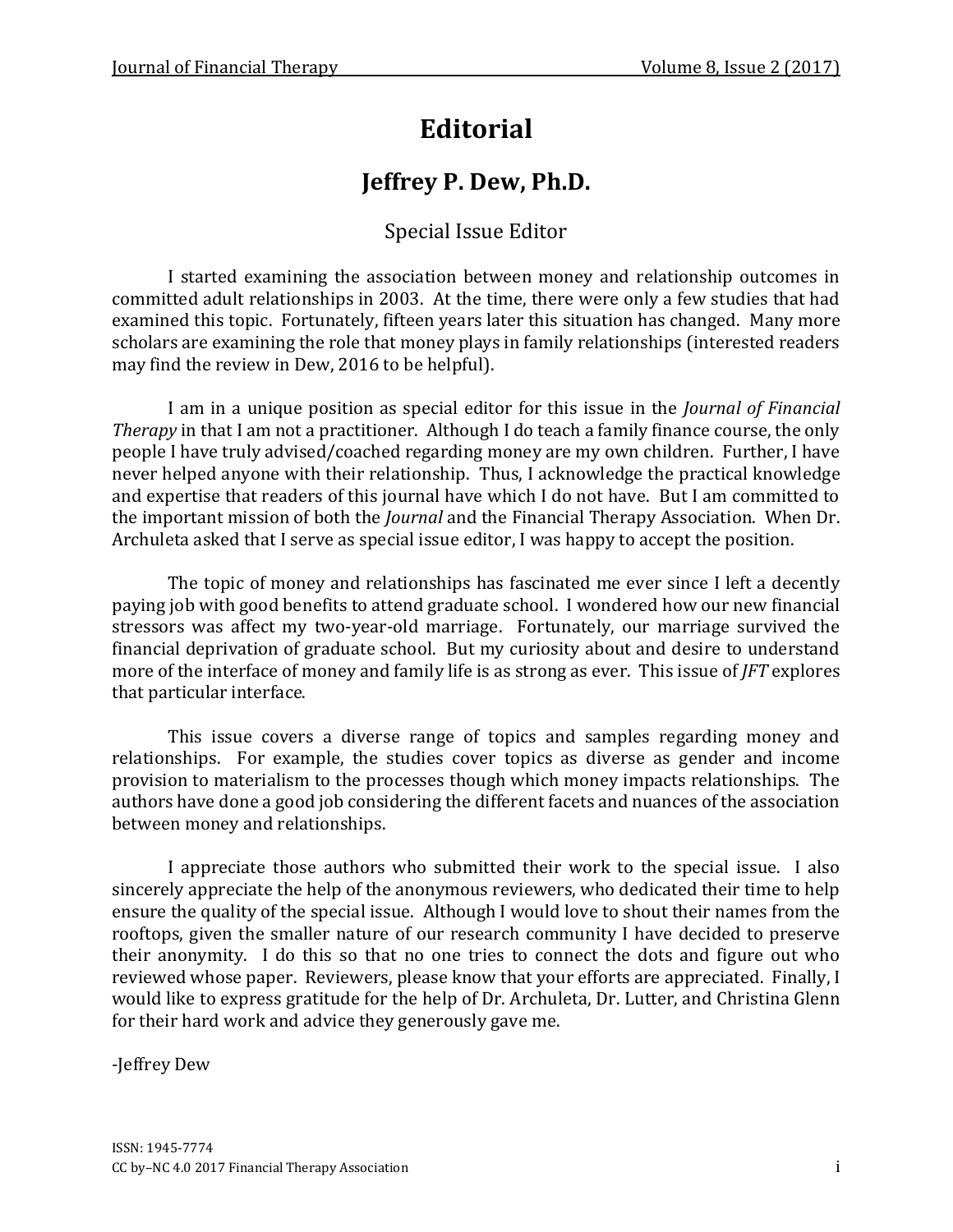# Editorial

## Jeffrey P. Dew, Ph.D.

Special Issue Editor

I started examining the association between money and relationship outcomes in committed adult relationships in 2003. At the time, there were only a few studies that had examined this topic. Fortunately, fifteen years later this situation has changed. Many more scholars are examining the role that money plays in family relationships (interested readers may find the review in Dew, 2016 to be helpful).

I am in a unique position as special editor for this issue in the *Journal of Financial Therapy* in that I am not a practitioner. Although I do teach a family finance course, the only people I have truly advised/coached regarding money are my own children. Further, I have never helped anyone with their relationship. Thus, I acknowledge the practical knowledge and expertise that readers of this journal have which I do not have. But I am committed to the important mission of both the *Journal* and the Financial Therapy Association. When Dr. Archuleta asked that I serve as special issue editor, I was happy to accept the position.

The topic of money and relationships has fascinated me ever since I left a decently paying job with good benefits to attend graduate school. I wondered how our new financial stressors was affect my two-year-old marriage. Fortunately, our marriage survived the financial deprivation of graduate school. But my curiosity about and desire to understand more of the interface of money and family life is as strong as ever. This issue of *JFT* explores that particular interface.

This issue covers a diverse range of topics and samples regarding money and relationships. For example, the studies cover topics as diverse as gender and income provision to materialism to the processes though which money impacts relationships. The authors have done a good job considering the different facets and nuances of the association between money and relationships.

I appreciate those authors who submitted their work to the special issue. I also sincerely appreciate the help of the anonymous reviewers, who dedicated their time to help ensure the quality of the special issue. Although I would love to shout their names from the rooftops, given the smaller nature of our research community I have decided to preserve their anonymity. I do this so that no one tries to connect the dots and figure out who reviewed whose paper. Reviewers, please know that your efforts are appreciated. Finally, I would like to express gratitude for the help of Dr. Archuleta, Dr. Lutter, and Christina Glenn for their hard work and advice they generously gave me.

-Jeffrey Dew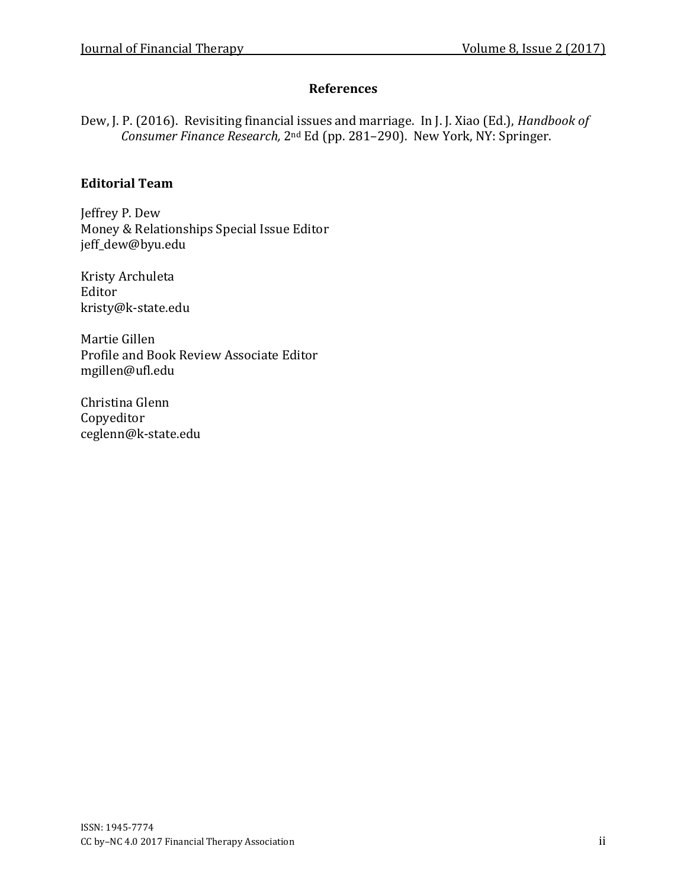## References

Dew, J. P. (2016). Revisiting financial issues and marriage. In J. J. Xiao (Ed.), *Handbook of Consumer Finance Research,* 2nd Ed (pp. 281–290). New York, NY: Springer.

### Editorial Team

Jeffrey P. Dew
Money & Relationships Special Issue Editor
jeff_dew@byu.edu

Kristy Archuleta
Editor
kristy@k-state.edu

Martie Gillen
Profile and Book Review Associate Editor
mgillen@ufl.edu

Christina Glenn
Copyeditor
ceglenn@k-state.edu

ISSN: 1945-7774
CC by–NC 4.0 2017 Financial Therapy Association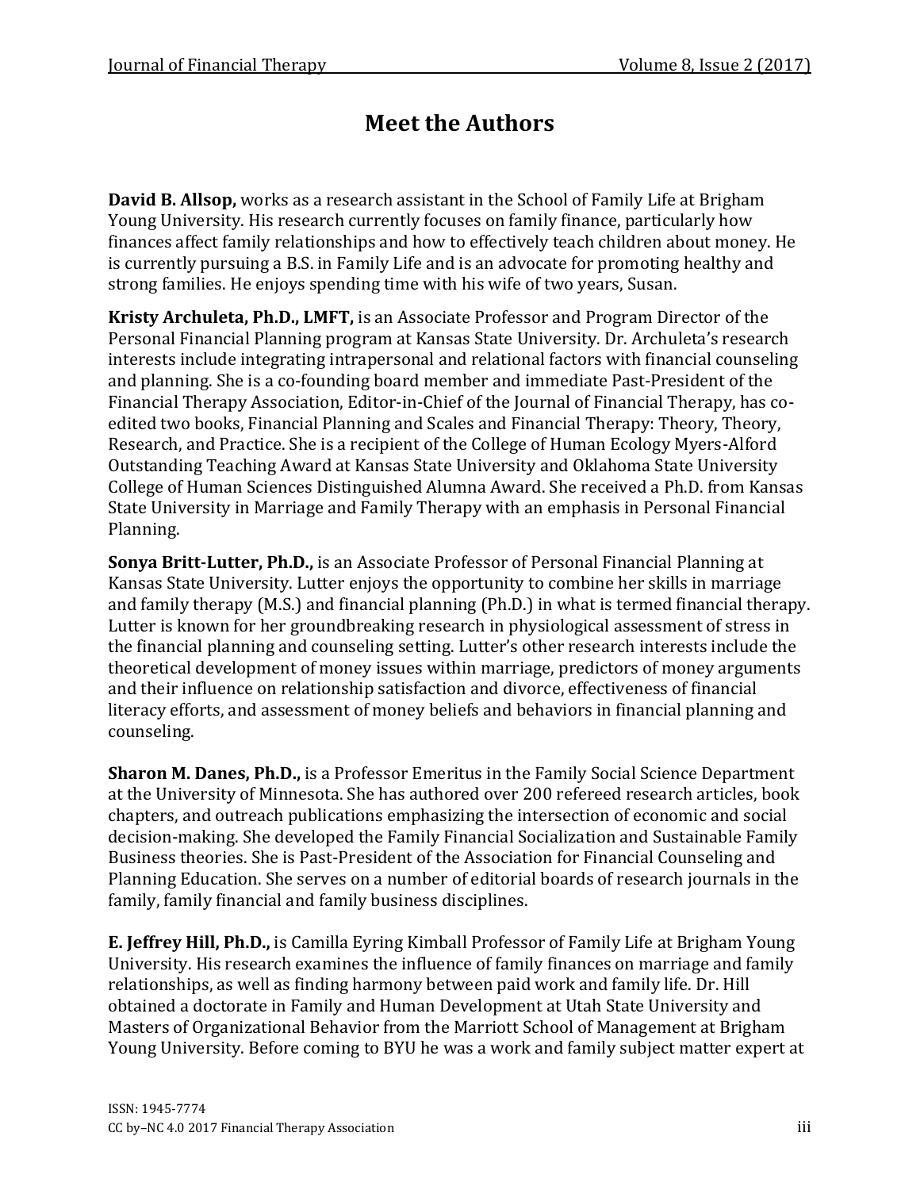# Meet the Authors

**David B. Allsop,** works as a research assistant in the School of Family Life at Brigham Young University. His research currently focuses on family finance, particularly how finances affect family relationships and how to effectively teach children about money. He is currently pursuing a B.S. in Family Life and is an advocate for promoting healthy and strong families. He enjoys spending time with his wife of two years, Susan.

**Kristy Archuleta, Ph.D., LMFT,** is an Associate Professor and Program Director of the Personal Financial Planning program at Kansas State University. Dr. Archuleta's research interests include integrating intrapersonal and relational factors with financial counseling and planning. She is a co-founding board member and immediate Past-President of the Financial Therapy Association, Editor-in-Chief of the Journal of Financial Therapy, has co-edited two books, Financial Planning and Scales and Financial Therapy: Theory, Theory, Research, and Practice. She is a recipient of the College of Human Ecology Myers-Alford Outstanding Teaching Award at Kansas State University and Oklahoma State University College of Human Sciences Distinguished Alumna Award. She received a Ph.D. from Kansas State University in Marriage and Family Therapy with an emphasis in Personal Financial Planning.

**Sonya Britt-Lutter, Ph.D.,** is an Associate Professor of Personal Financial Planning at Kansas State University. Lutter enjoys the opportunity to combine her skills in marriage and family therapy (M.S.) and financial planning (Ph.D.) in what is termed financial therapy. Lutter is known for her groundbreaking research in physiological assessment of stress in the financial planning and counseling setting. Lutter's other research interests include the theoretical development of money issues within marriage, predictors of money arguments and their influence on relationship satisfaction and divorce, effectiveness of financial literacy efforts, and assessment of money beliefs and behaviors in financial planning and counseling.

**Sharon M. Danes, Ph.D.,** is a Professor Emeritus in the Family Social Science Department at the University of Minnesota. She has authored over 200 refereed research articles, book chapters, and outreach publications emphasizing the intersection of economic and social decision-making. She developed the Family Financial Socialization and Sustainable Family Business theories. She is Past-President of the Association for Financial Counseling and Planning Education. She serves on a number of editorial boards of research journals in the family, family financial and family business disciplines.

**E. Jeffrey Hill, Ph.D.,** is Camilla Eyring Kimball Professor of Family Life at Brigham Young University. His research examines the influence of family finances on marriage and family relationships, as well as finding harmony between paid work and family life. Dr. Hill obtained a doctorate in Family and Human Development at Utah State University and Masters of Organizational Behavior from the Marriott School of Management at Brigham Young University. Before coming to BYU he was a work and family subject matter expert at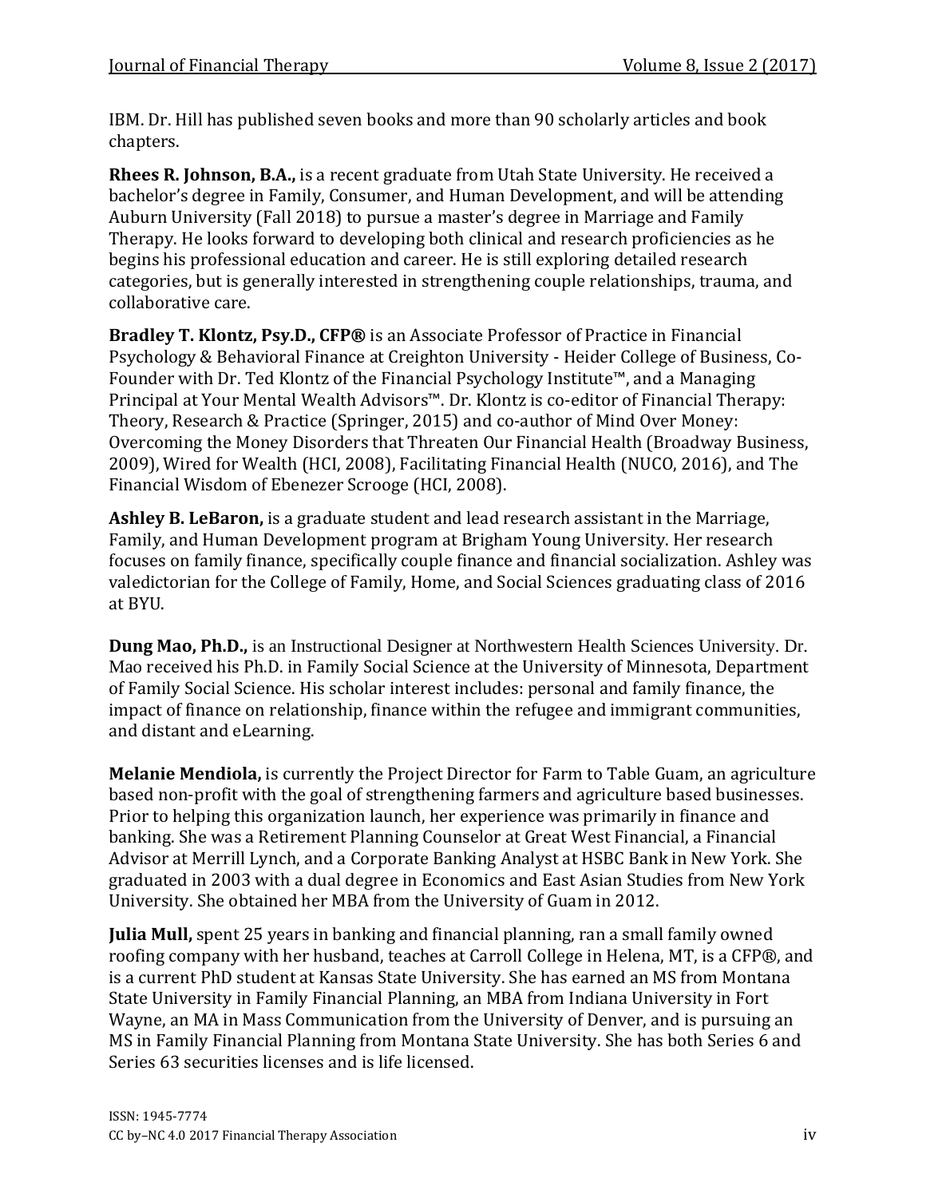IBM. Dr. Hill has published seven books and more than 90 scholarly articles and book chapters.

**Rhees R. Johnson, B.A.,** is a recent graduate from Utah State University. He received a bachelor's degree in Family, Consumer, and Human Development, and will be attending Auburn University (Fall 2018) to pursue a master's degree in Marriage and Family Therapy. He looks forward to developing both clinical and research proficiencies as he begins his professional education and career. He is still exploring detailed research categories, but is generally interested in strengthening couple relationships, trauma, and collaborative care.

**Bradley T. Klontz, Psy.D., CFP®** is an Associate Professor of Practice in Financial Psychology & Behavioral Finance at Creighton University - Heider College of Business, Co-Founder with Dr. Ted Klontz of the Financial Psychology Institute™, and a Managing Principal at Your Mental Wealth Advisors™. Dr. Klontz is co-editor of Financial Therapy: Theory, Research & Practice (Springer, 2015) and co-author of Mind Over Money: Overcoming the Money Disorders that Threaten Our Financial Health (Broadway Business, 2009), Wired for Wealth (HCI, 2008), Facilitating Financial Health (NUCO, 2016), and The Financial Wisdom of Ebenezer Scrooge (HCI, 2008).

**Ashley B. LeBaron,** is a graduate student and lead research assistant in the Marriage, Family, and Human Development program at Brigham Young University. Her research focuses on family finance, specifically couple finance and financial socialization. Ashley was valedictorian for the College of Family, Home, and Social Sciences graduating class of 2016 at BYU.

**Dung Mao, Ph.D.,** is an Instructional Designer at Northwestern Health Sciences University. Dr. Mao received his Ph.D. in Family Social Science at the University of Minnesota, Department of Family Social Science. His scholar interest includes: personal and family finance, the impact of finance on relationship, finance within the refugee and immigrant communities, and distant and eLearning.

**Melanie Mendiola,** is currently the Project Director for Farm to Table Guam, an agriculture based non-profit with the goal of strengthening farmers and agriculture based businesses. Prior to helping this organization launch, her experience was primarily in finance and banking. She was a Retirement Planning Counselor at Great West Financial, a Financial Advisor at Merrill Lynch, and a Corporate Banking Analyst at HSBC Bank in New York. She graduated in 2003 with a dual degree in Economics and East Asian Studies from New York University. She obtained her MBA from the University of Guam in 2012.

**Julia Mull,** spent 25 years in banking and financial planning, ran a small family owned roofing company with her husband, teaches at Carroll College in Helena, MT, is a CFP®, and is a current PhD student at Kansas State University. She has earned an MS from Montana State University in Family Financial Planning, an MBA from Indiana University in Fort Wayne, an MA in Mass Communication from the University of Denver, and is pursuing an MS in Family Financial Planning from Montana State University. She has both Series 6 and Series 63 securities licenses and is life licensed.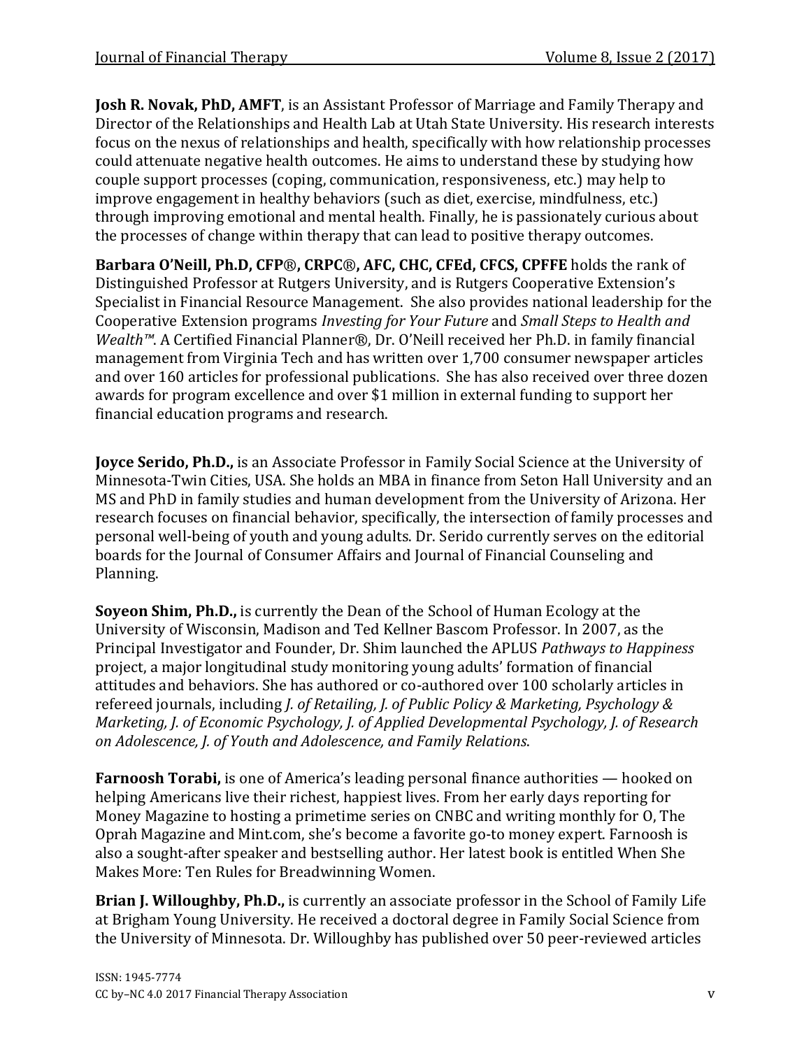**Josh R. Novak, PhD, AMFT**, is an Assistant Professor of Marriage and Family Therapy and Director of the Relationships and Health Lab at Utah State University. His research interests focus on the nexus of relationships and health, specifically with how relationship processes could attenuate negative health outcomes. He aims to understand these by studying how couple support processes (coping, communication, responsiveness, etc.) may help to improve engagement in healthy behaviors (such as diet, exercise, mindfulness, etc.) through improving emotional and mental health. Finally, he is passionately curious about the processes of change within therapy that can lead to positive therapy outcomes.

**Barbara O'Neill, Ph.D, CFP®, CRPC®, AFC, CHC, CFEd, CFCS, CPFFE** holds the rank of Distinguished Professor at Rutgers University, and is Rutgers Cooperative Extension's Specialist in Financial Resource Management. She also provides national leadership for the Cooperative Extension programs *Investing for Your Future* and *Small Steps to Health and Wealth™*. A Certified Financial Planner®, Dr. O'Neill received her Ph.D. in family financial management from Virginia Tech and has written over 1,700 consumer newspaper articles and over 160 articles for professional publications. She has also received over three dozen awards for program excellence and over $1 million in external funding to support her financial education programs and research.

**Joyce Serido, Ph.D.,** is an Associate Professor in Family Social Science at the University of Minnesota-Twin Cities, USA. She holds an MBA in finance from Seton Hall University and an MS and PhD in family studies and human development from the University of Arizona. Her research focuses on financial behavior, specifically, the intersection of family processes and personal well-being of youth and young adults. Dr. Serido currently serves on the editorial boards for the Journal of Consumer Affairs and Journal of Financial Counseling and Planning.

**Soyeon Shim, Ph.D.,** is currently the Dean of the School of Human Ecology at the University of Wisconsin, Madison and Ted Kellner Bascom Professor. In 2007, as the Principal Investigator and Founder, Dr. Shim launched the APLUS *Pathways to Happiness* project, a major longitudinal study monitoring young adults' formation of financial attitudes and behaviors. She has authored or co-authored over 100 scholarly articles in refereed journals, including *J. of Retailing, J. of Public Policy & Marketing, Psychology & Marketing, J. of Economic Psychology, J. of Applied Developmental Psychology, J. of Research on Adolescence, J. of Youth and Adolescence, and Family Relations*.

**Farnoosh Torabi,** is one of America's leading personal finance authorities — hooked on helping Americans live their richest, happiest lives. From her early days reporting for Money Magazine to hosting a primetime series on CNBC and writing monthly for O, The Oprah Magazine and Mint.com, she's become a favorite go-to money expert. Farnoosh is also a sought-after speaker and bestselling author. Her latest book is entitled When She Makes More: Ten Rules for Breadwinning Women.

**Brian J. Willoughby, Ph.D.,** is currently an associate professor in the School of Family Life at Brigham Young University. He received a doctoral degree in Family Social Science from the University of Minnesota. Dr. Willoughby has published over 50 peer-reviewed articles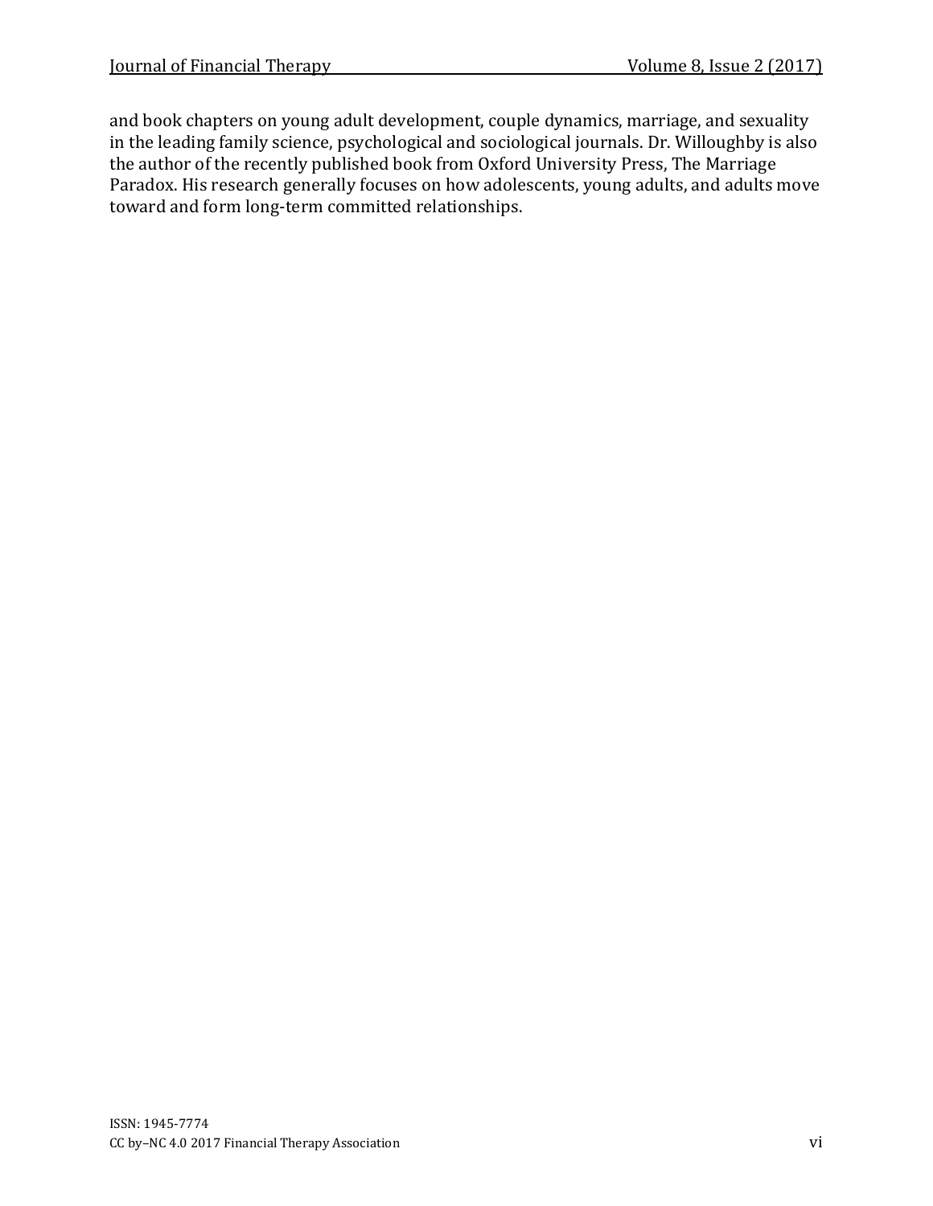and book chapters on young adult development, couple dynamics, marriage, and sexuality in the leading family science, psychological and sociological journals. Dr. Willoughby is also the author of the recently published book from Oxford University Press, The Marriage Paradox. His research generally focuses on how adolescents, young adults, and adults move toward and form long-term committed relationships.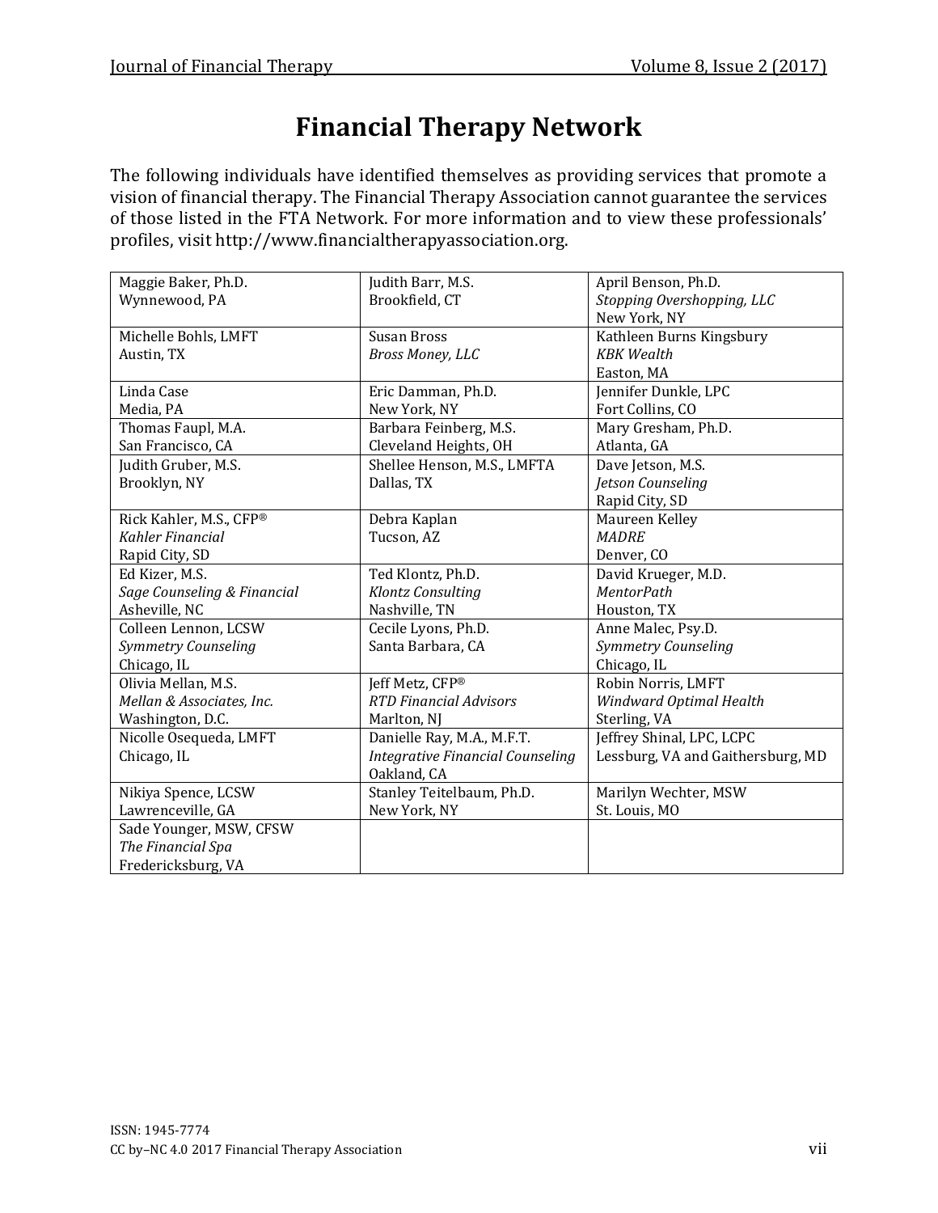# Financial Therapy Network

The following individuals have identified themselves as providing services that promote a vision of financial therapy. The Financial Therapy Association cannot guarantee the services of those listed in the FTA Network. For more information and to view these professionals' profiles, visit http://www.financialtherapyassociation.org.

| | | |
|---|---|---|
| Maggie Baker, Ph.D.<br>Wynnewood, PA | Judith Barr, M.S.<br>Brookfield, CT | April Benson, Ph.D.<br>*Stopping Overshopping, LLC*<br>New York, NY |
| Michelle Bohls, LMFT<br>Austin, TX | Susan Bross<br>*Bross Money, LLC* | Kathleen Burns Kingsbury<br>*KBK Wealth*<br>Easton, MA |
| Linda Case<br>Media, PA | Eric Damman, Ph.D.<br>New York, NY | Jennifer Dunkle, LPC<br>Fort Collins, CO |
| Thomas Faupl, M.A.<br>San Francisco, CA | Barbara Feinberg, M.S.<br>Cleveland Heights, OH | Mary Gresham, Ph.D.<br>Atlanta, GA |
| Judith Gruber, M.S.<br>Brooklyn, NY | Shellee Henson, M.S., LMFTA<br>Dallas, TX | Dave Jetson, M.S.<br>*Jetson Counseling*<br>Rapid City, SD |
| Rick Kahler, M.S., CFP®<br>*Kahler Financial*<br>Rapid City, SD | Debra Kaplan<br>Tucson, AZ | Maureen Kelley<br>*MADRE*<br>Denver, CO |
| Ed Kizer, M.S.<br>*Sage Counseling & Financial*<br>Asheville, NC | Ted Klontz, Ph.D.<br>*Klontz Consulting*<br>Nashville, TN | David Krueger, M.D.<br>*MentorPath*<br>Houston, TX |
| Colleen Lennon, LCSW<br>*Symmetry Counseling*<br>Chicago, IL | Cecile Lyons, Ph.D.<br>Santa Barbara, CA | Anne Malec, Psy.D.<br>*Symmetry Counseling*<br>Chicago, IL |
| Olivia Mellan, M.S.<br>*Mellan & Associates, Inc.*<br>Washington, D.C. | Jeff Metz, CFP®<br>*RTD Financial Advisors*<br>Marlton, NJ | Robin Norris, LMFT<br>*Windward Optimal Health*<br>Sterling, VA |
| Nicolle Osequeda, LMFT<br>Chicago, IL | Danielle Ray, M.A., M.F.T.<br>*Integrative Financial Counseling*<br>Oakland, CA | Jeffrey Shinal, LPC, LCPC<br>Lessburg, VA and Gaithersburg, MD |
| Nikiya Spence, LCSW<br>Lawrenceville, GA | Stanley Teitelbaum, Ph.D.<br>New York, NY | Marilyn Wechter, MSW<br>St. Louis, MO |
| Sade Younger, MSW, CFSW<br>*The Financial Spa*<br>Fredericksburg, VA | | |

ISSN: 1945-7774
CC by–NC 4.0 2017 Financial Therapy Association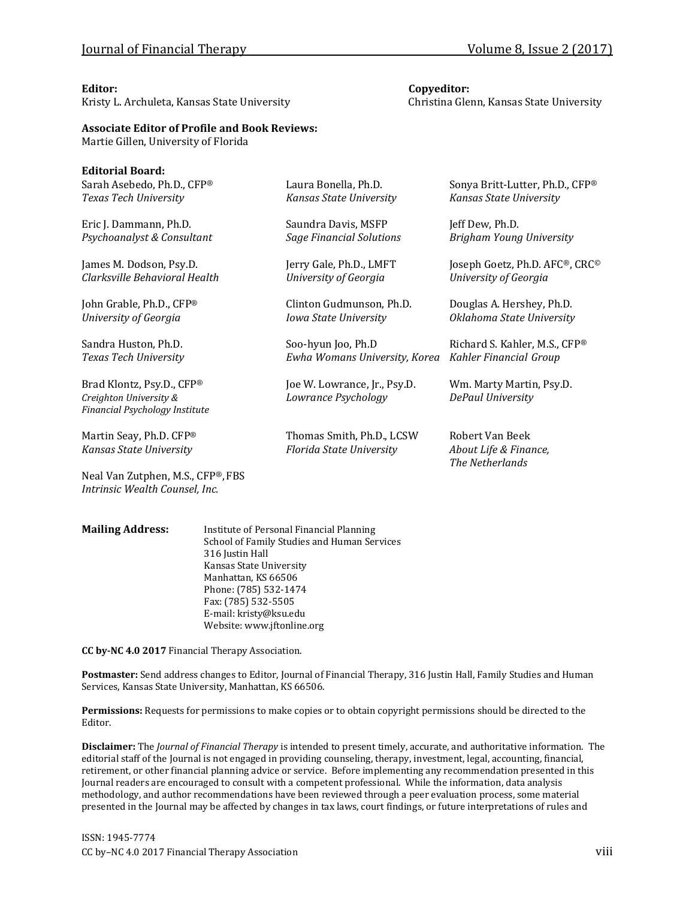**Editor:**
Kristy L. Archuleta, Kansas State University

**Copyeditor:**
Christina Glenn, Kansas State University

**Associate Editor of Profile and Book Reviews:**
Martie Gillen, University of Florida

**Editorial Board:**

Sarah Asebedo, Ph.D., CFP®
*Texas Tech University*

Laura Bonella, Ph.D.
*Kansas State University*

Sonya Britt-Lutter, Ph.D., CFP®
*Kansas State University*

Eric J. Dammann, Ph.D.
*Psychoanalyst & Consultant*

Saundra Davis, MSFP
*Sage Financial Solutions*

Jeff Dew, Ph.D.
*Brigham Young University*

James M. Dodson, Psy.D.
*Clarksville Behavioral Health*

Jerry Gale, Ph.D., LMFT
*University of Georgia*

Joseph Goetz, Ph.D. AFC®, CRC©
*University of Georgia*

John Grable, Ph.D., CFP®
*University of Georgia*

Clinton Gudmunson, Ph.D.
*Iowa State University*

Douglas A. Hershey, Ph.D.
*Oklahoma State University*

Sandra Huston, Ph.D.
*Texas Tech University*

Soo-hyun Joo, Ph.D
*Ewha Womans University, Korea*

Richard S. Kahler, M.S., CFP®
*Kahler Financial Group*

Brad Klontz, Psy.D., CFP®
*Creighton University & Financial Psychology Institute*

Joe W. Lowrance, Jr., Psy.D.
*Lowrance Psychology*

Wm. Marty Martin, Psy.D.
*DePaul University*

Martin Seay, Ph.D. CFP®
*Kansas State University*

Thomas Smith, Ph.D., LCSW
*Florida State University*

Robert Van Beek
*About Life & Finance, The Netherlands*

Neal Van Zutphen, M.S., CFP®, FBS
*Intrinsic Wealth Counsel, Inc.*

**Mailing Address:**
Institute of Personal Financial Planning
School of Family Studies and Human Services
316 Justin Hall
Kansas State University
Manhattan, KS 66506
Phone: (785) 532-1474
Fax: (785) 532-5505
E-mail: kristy@ksu.edu
Website: www.jftonline.org

**CC by-NC 4.0 2017** Financial Therapy Association.

**Postmaster:** Send address changes to Editor, Journal of Financial Therapy, 316 Justin Hall, Family Studies and Human Services, Kansas State University, Manhattan, KS 66506.

**Permissions:** Requests for permissions to make copies or to obtain copyright permissions should be directed to the Editor.

**Disclaimer:** The *Journal of Financial Therapy* is intended to present timely, accurate, and authoritative information. The editorial staff of the Journal is not engaged in providing counseling, therapy, investment, legal, accounting, financial, retirement, or other financial planning advice or service. Before implementing any recommendation presented in this Journal readers are encouraged to consult with a competent professional. While the information, data analysis methodology, and author recommendations have been reviewed through a peer evaluation process, some material presented in the Journal may be affected by changes in tax laws, court findings, or future interpretations of rules and

ISSN: 1945-7774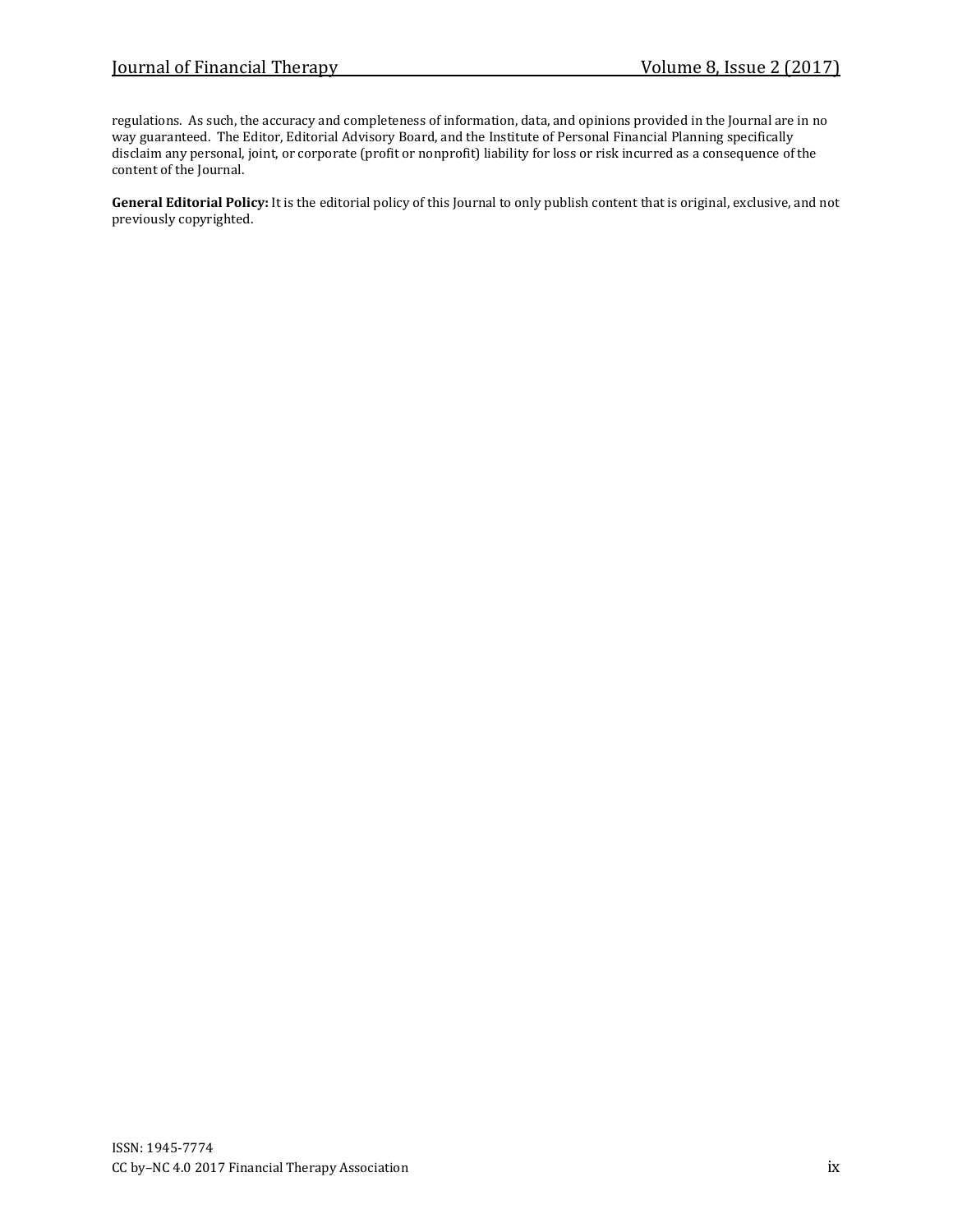regulations. As such, the accuracy and completeness of information, data, and opinions provided in the Journal are in no way guaranteed. The Editor, Editorial Advisory Board, and the Institute of Personal Financial Planning specifically disclaim any personal, joint, or corporate (profit or nonprofit) liability for loss or risk incurred as a consequence of the content of the Journal.

**General Editorial Policy:** It is the editorial policy of this Journal to only publish content that is original, exclusive, and not previously copyrighted.